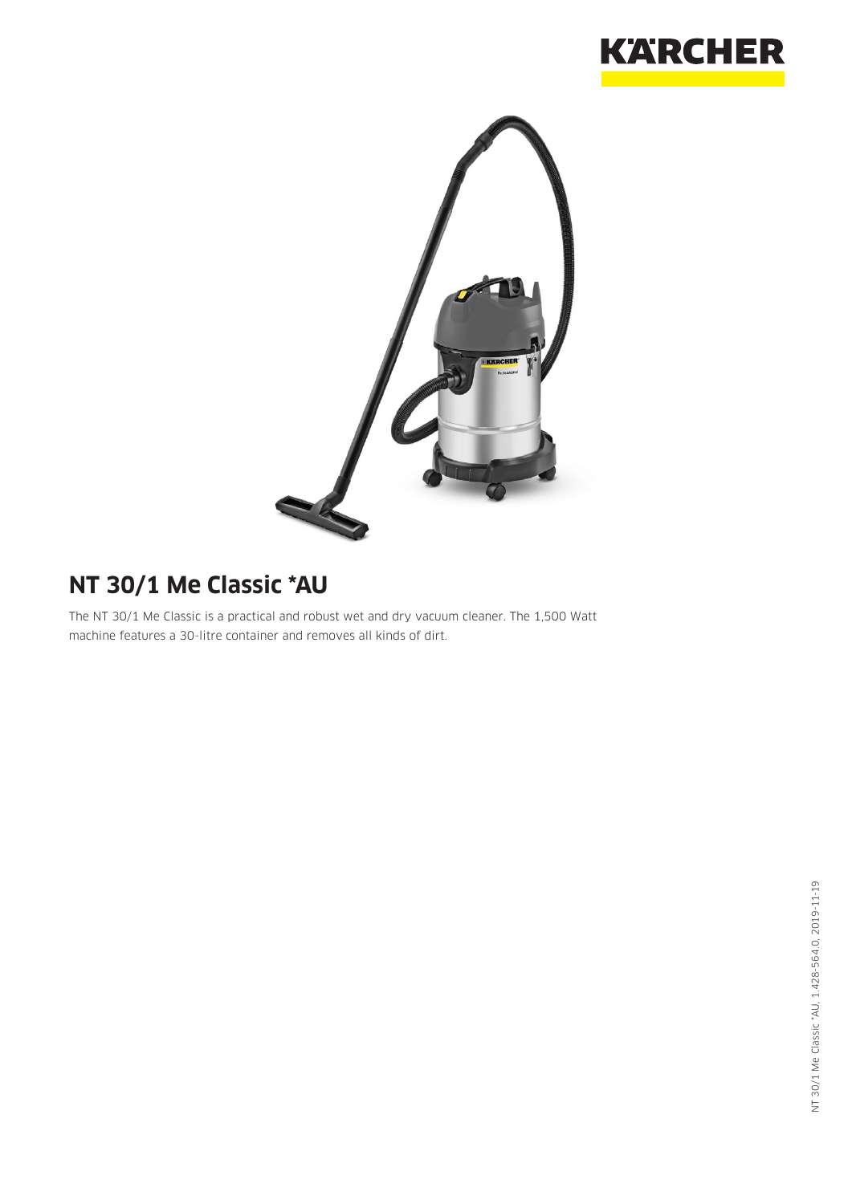# NT 30/1 Me Classic *AU

The NT 30/1 Me Classic is a practical and robust wet and dry vacuum cleaner. The 1,500 Watt machine features a 30-litre container and removes all kinds of dirt.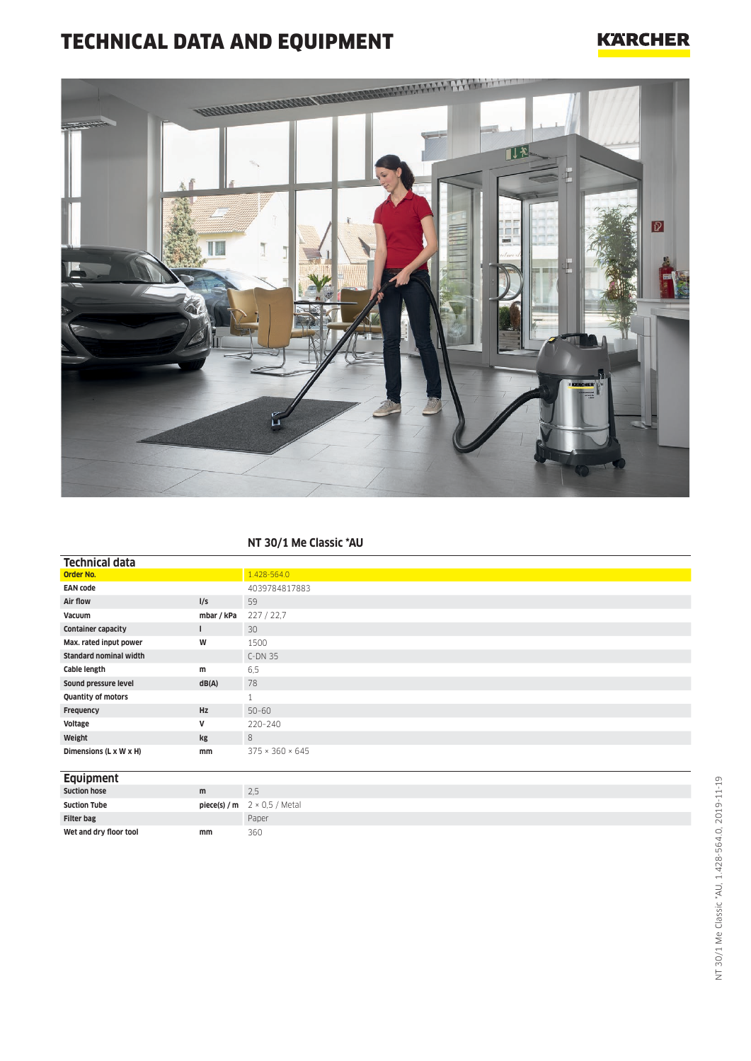# TECHNICAL DATA AND EQUIPMENT

KÄRCHER

## NT 30/1 Me Classic *AU

| Technical data | | |
|---|---|---|
| **Order No.** | | 1.428-564.0 |
| **EAN code** | | 4039784817883 |
| **Air flow** | l/s | 59 |
| **Vacuum** | mbar / kPa | 227 / 22,7 |
| **Container capacity** | l | 30 |
| **Max. rated input power** | W | 1500 |
| **Standard nominal width** | | C-DN 35 |
| **Cable length** | m | 6,5 |
| **Sound pressure level** | dB(A) | 78 |
| **Quantity of motors** | | 1 |
| **Frequency** | Hz | 50–60 |
| **Voltage** | V | 220–240 |
| **Weight** | kg | 8 |
| **Dimensions (L x W x H)** | mm | 375 × 360 × 645 |

| Equipment | | |
|---|---|---|
| **Suction hose** | m | 2,5 |
| **Suction Tube** | piece(s) / m | 2 × 0,5 / Metal |
| **Filter bag** | | Paper |
| **Wet and dry floor tool** | mm | 360 |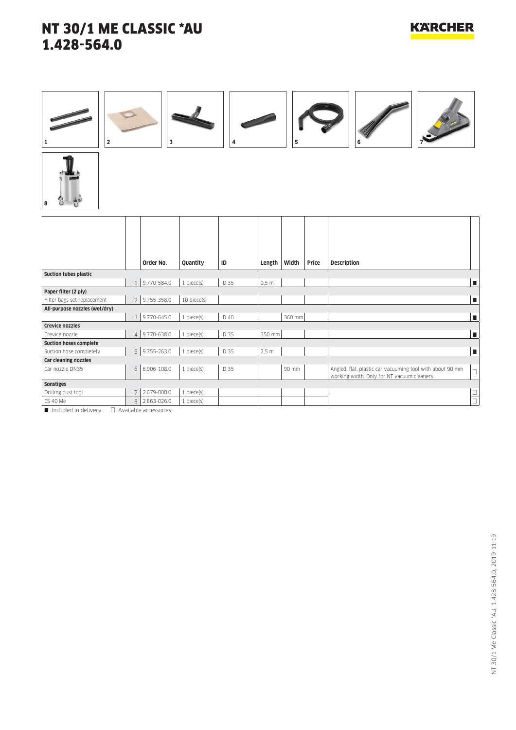# NT 30/1 ME CLASSIC *AU
# 1.428-564.0

1 2 3 4 5 6 7 8

| | | Order No. | Quantity | ID | Length | Width | Price | Description | |
|---|---|---|---|---|---|---|---|---|---|
| **Suction tubes plastic** | | | | | | | | | |
| | 1 | 9.770-584.0 | 1 piece(s) | ID 35 | 0,5 m | | | | ■ |
| **Paper filter (2 ply)** | | | | | | | | | |
| Filter bags set replacement | 2 | 9.755-358.0 | 10 piece(s) | | | | | | ■ |
| **All-purpose nozzles (wet/dry)** | | | | | | | | | |
| | 3 | 9.770-645.0 | 1 piece(s) | ID 40 | | 360 mm | | | ■ |
| **Crevice nozzles** | | | | | | | | | |
| Crevice nozzle | 4 | 9.770-638.0 | 1 piece(s) | ID 35 | 350 mm | | | | ■ |
| **Suction hoses complete** | | | | | | | | | |
| Suction hose completely | 5 | 9.755-263.0 | 1 piece(s) | ID 35 | 2,5 m | | | | ■ |
| **Car cleaning nozzles** | | | | | | | | | |
| Car nozzle DN35 | 6 | 6.906-108.0 | 1 piece(s) | ID 35 | | 90 mm | | Angled, flat, plastic car vacuuming tool with about 90 mm working width. Only for NT vacuum cleaners. | □ |
| **Sonstiges** | | | | | | | | | |
| Drilling dust tool | 7 | 2.679-000.0 | 1 piece(s) | | | | | | □ |
| CS 40 Me | 8 | 2.863-026.0 | 1 piece(s) | | | | | | □ |

■ Included in delivery. □ Available accessories.